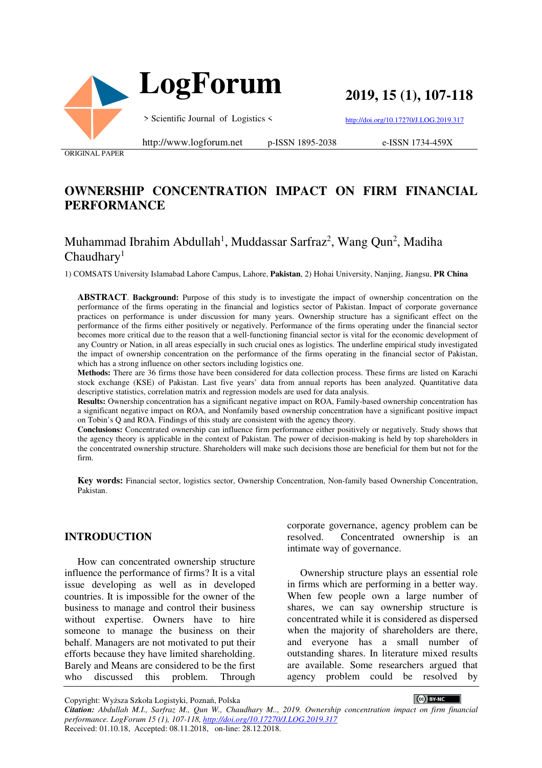ORIGINAL PAPER

# OWNERSHIP CONCENTRATION IMPACT ON FIRM FINANCIAL PERFORMANCE

Muhammad Ibrahim Abdullah[1], Muddassar Sarfraz[2], Wang Qun[2], Madiha Chaudhary[1]

1) COMSATS University Islamabad Lahore Campus, Lahore, **Pakistan**, 2) Hohai University, Nanjing, Jiangsu, **PR China**

**ABSTRACT**. **Background:** Purpose of this study is to investigate the impact of ownership concentration on the performance of the firms operating in the financial and logistics sector of Pakistan. Impact of corporate governance practices on performance is under discussion for many years. Ownership structure has a significant effect on the performance of the firms either positively or negatively. Performance of the firms operating under the financial sector becomes more critical due to the reason that a well-functioning financial sector is vital for the economic development of any Country or Nation, in all areas especially in such crucial ones as logistics. The underline empirical study investigated the impact of ownership concentration on the performance of the firms operating in the financial sector of Pakistan, which has a strong influence on other sectors including logistics one.

**Methods:** There are 36 firms those have been considered for data collection process. These firms are listed on Karachi stock exchange (KSE) of Pakistan. Last five years' data from annual reports has been analyzed. Quantitative data descriptive statistics, correlation matrix and regression models are used for data analysis.

**Results:** Ownership concentration has a significant negative impact on ROA, Family-based ownership concentration has a significant negative impact on ROA, and Nonfamily based ownership concentration have a significant positive impact on Tobin's Q and ROA. Findings of this study are consistent with the agency theory.

**Conclusions:** Concentrated ownership can influence firm performance either positively or negatively. Study shows that the agency theory is applicable in the context of Pakistan. The power of decision-making is held by top shareholders in the concentrated ownership structure. Shareholders will make such decisions those are beneficial for them but not for the firm.

**Key words:** Financial sector, logistics sector, Ownership Concentration, Non-family based Ownership Concentration, Pakistan.

## INTRODUCTION

How can concentrated ownership structure influence the performance of firms? It is a vital issue developing as well as in developed countries. It is impossible for the owner of the business to manage and control their business without expertise. Owners have to hire someone to manage the business on their behalf. Managers are not motivated to put their efforts because they have limited shareholding. Barely and Means are considered to be the first who discussed this problem. Through corporate governance, agency problem can be resolved. Concentrated ownership is an intimate way of governance.

Ownership structure plays an essential role in firms which are performing in a better way. When few people own a large number of shares, we can say ownership structure is concentrated while it is considered as dispersed when the majority of shareholders are there, and everyone has a small number of outstanding shares. In literature mixed results are available. Some researchers argued that agency problem could be resolved by

Copyright: Wyższa Szkoła Logistyki, Poznań, Polska

*Citation: Abdullah M.I., Sarfraz M., Qun W., Chaudhary M.., 2019. Ownership concentration impact on firm financial performance. LogForum 15 (1), 107-118,* http://doi.org/10.17270/J.LOG.2019.317

Received: 01.10.18, Accepted: 08.11.2018, on-line: 28.12.2018.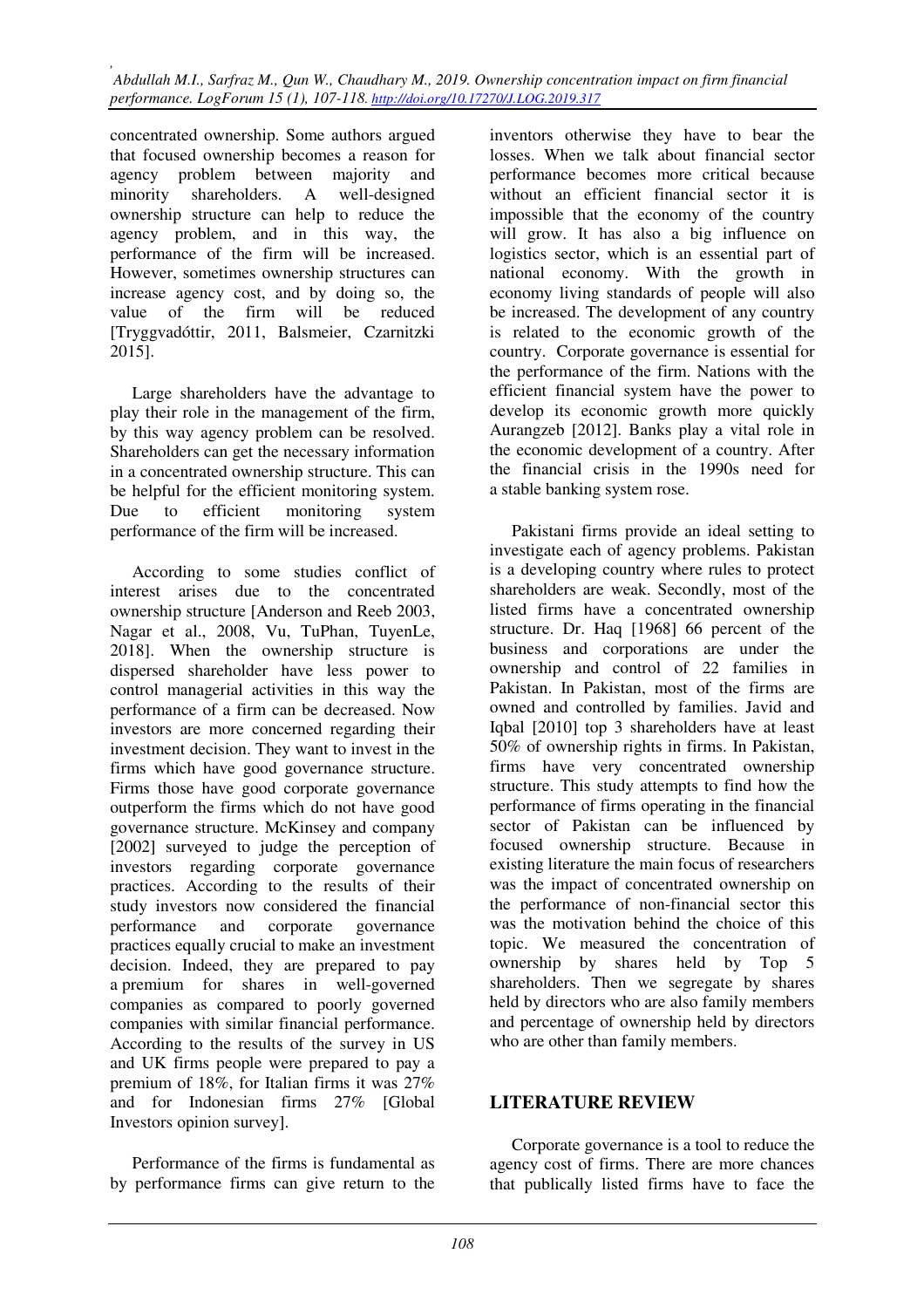concentrated ownership. Some authors argued that focused ownership becomes a reason for agency problem between majority and minority shareholders. A well-designed ownership structure can help to reduce the agency problem, and in this way, the performance of the firm will be increased. However, sometimes ownership structures can increase agency cost, and by doing so, the value of the firm will be reduced [Tryggvadóttir, 2011, Balsmeier, Czarnitzki 2015].

Large shareholders have the advantage to play their role in the management of the firm, by this way agency problem can be resolved. Shareholders can get the necessary information in a concentrated ownership structure. This can be helpful for the efficient monitoring system. Due to efficient monitoring system performance of the firm will be increased.

According to some studies conflict of interest arises due to the concentrated ownership structure [Anderson and Reeb 2003, Nagar et al., 2008, Vu, TuPhan, TuyenLe, 2018]. When the ownership structure is dispersed shareholder have less power to control managerial activities in this way the performance of a firm can be decreased. Now investors are more concerned regarding their investment decision. They want to invest in the firms which have good governance structure. Firms those have good corporate governance outperform the firms which do not have good governance structure. McKinsey and company [2002] surveyed to judge the perception of investors regarding corporate governance practices. According to the results of their study investors now considered the financial performance and corporate governance practices equally crucial to make an investment decision. Indeed, they are prepared to pay a premium for shares in well-governed companies as compared to poorly governed companies with similar financial performance. According to the results of the survey in US and UK firms people were prepared to pay a premium of 18%, for Italian firms it was 27% and for Indonesian firms 27% [Global Investors opinion survey].

Performance of the firms is fundamental as by performance firms can give return to the inventors otherwise they have to bear the losses. When we talk about financial sector performance becomes more critical because without an efficient financial sector it is impossible that the economy of the country will grow. It has also a big influence on logistics sector, which is an essential part of national economy. With the growth in economy living standards of people will also be increased. The development of any country is related to the economic growth of the country. Corporate governance is essential for the performance of the firm. Nations with the efficient financial system have the power to develop its economic growth more quickly Aurangzeb [2012]. Banks play a vital role in the economic development of a country. After the financial crisis in the 1990s need for a stable banking system rose.

Pakistani firms provide an ideal setting to investigate each of agency problems. Pakistan is a developing country where rules to protect shareholders are weak. Secondly, most of the listed firms have a concentrated ownership structure. Dr. Haq [1968] 66 percent of the business and corporations are under the ownership and control of 22 families in Pakistan. In Pakistan, most of the firms are owned and controlled by families. Javid and Iqbal [2010] top 3 shareholders have at least 50% of ownership rights in firms. In Pakistan, firms have very concentrated ownership structure. This study attempts to find how the performance of firms operating in the financial sector of Pakistan can be influenced by focused ownership structure. Because in existing literature the main focus of researchers was the impact of concentrated ownership on the performance of non-financial sector this was the motivation behind the choice of this topic. We measured the concentration of ownership by shares held by Top 5 shareholders. Then we segregate by shares held by directors who are also family members and percentage of ownership held by directors who are other than family members.

## LITERATURE REVIEW

Corporate governance is a tool to reduce the agency cost of firms. There are more chances that publically listed firms have to face the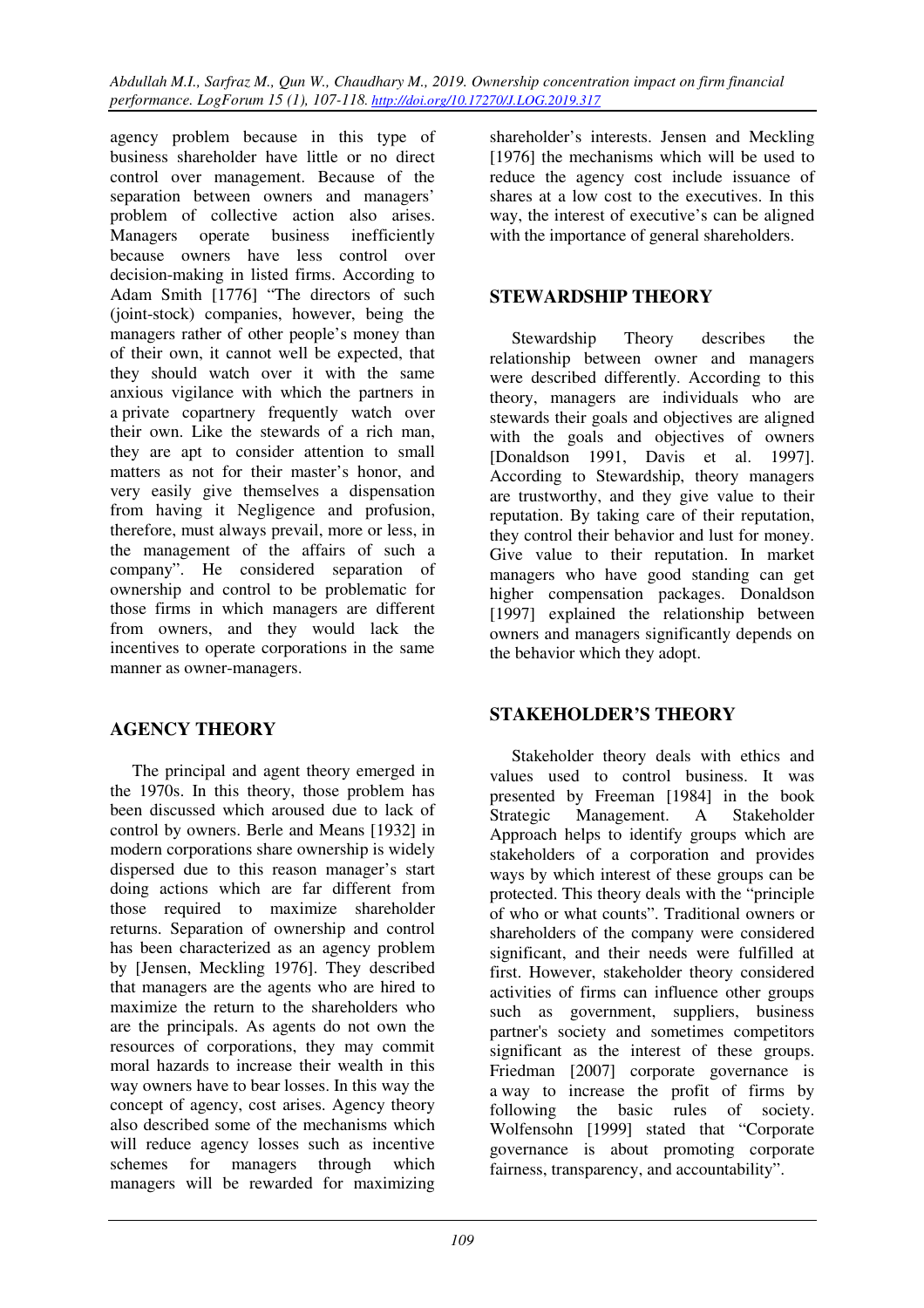agency problem because in this type of business shareholder have little or no direct control over management. Because of the separation between owners and managers' problem of collective action also arises. Managers operate business inefficiently because owners have less control over decision-making in listed firms. According to Adam Smith [1776] "The directors of such (joint-stock) companies, however, being the managers rather of other people's money than of their own, it cannot well be expected, that they should watch over it with the same anxious vigilance with which the partners in a private copartnery frequently watch over their own. Like the stewards of a rich man, they are apt to consider attention to small matters as not for their master's honor, and very easily give themselves a dispensation from having it Negligence and profusion, therefore, must always prevail, more or less, in the management of the affairs of such a company". He considered separation of ownership and control to be problematic for those firms in which managers are different from owners, and they would lack the incentives to operate corporations in the same manner as owner-managers.

## AGENCY THEORY

The principal and agent theory emerged in the 1970s. In this theory, those problem has been discussed which aroused due to lack of control by owners. Berle and Means [1932] in modern corporations share ownership is widely dispersed due to this reason manager's start doing actions which are far different from those required to maximize shareholder returns. Separation of ownership and control has been characterized as an agency problem by [Jensen, Meckling 1976]. They described that managers are the agents who are hired to maximize the return to the shareholders who are the principals. As agents do not own the resources of corporations, they may commit moral hazards to increase their wealth in this way owners have to bear losses. In this way the concept of agency, cost arises. Agency theory also described some of the mechanisms which will reduce agency losses such as incentive schemes for managers through which managers will be rewarded for maximizing shareholder's interests. Jensen and Meckling [1976] the mechanisms which will be used to reduce the agency cost include issuance of shares at a low cost to the executives. In this way, the interest of executive's can be aligned with the importance of general shareholders.

## STEWARDSHIP THEORY

Stewardship Theory describes the relationship between owner and managers were described differently. According to this theory, managers are individuals who are stewards their goals and objectives are aligned with the goals and objectives of owners [Donaldson 1991, Davis et al. 1997]. According to Stewardship, theory managers are trustworthy, and they give value to their reputation. By taking care of their reputation, they control their behavior and lust for money. Give value to their reputation. In market managers who have good standing can get higher compensation packages. Donaldson [1997] explained the relationship between owners and managers significantly depends on the behavior which they adopt.

## STAKEHOLDER'S THEORY

Stakeholder theory deals with ethics and values used to control business. It was presented by Freeman [1984] in the book Strategic Management. A Stakeholder Approach helps to identify groups which are stakeholders of a corporation and provides ways by which interest of these groups can be protected. This theory deals with the "principle of who or what counts". Traditional owners or shareholders of the company were considered significant, and their needs were fulfilled at first. However, stakeholder theory considered activities of firms can influence other groups such as government, suppliers, business partner's society and sometimes competitors significant as the interest of these groups. Friedman [2007] corporate governance is a way to increase the profit of firms by following the basic rules of society. Wolfensohn [1999] stated that "Corporate governance is about promoting corporate fairness, transparency, and accountability".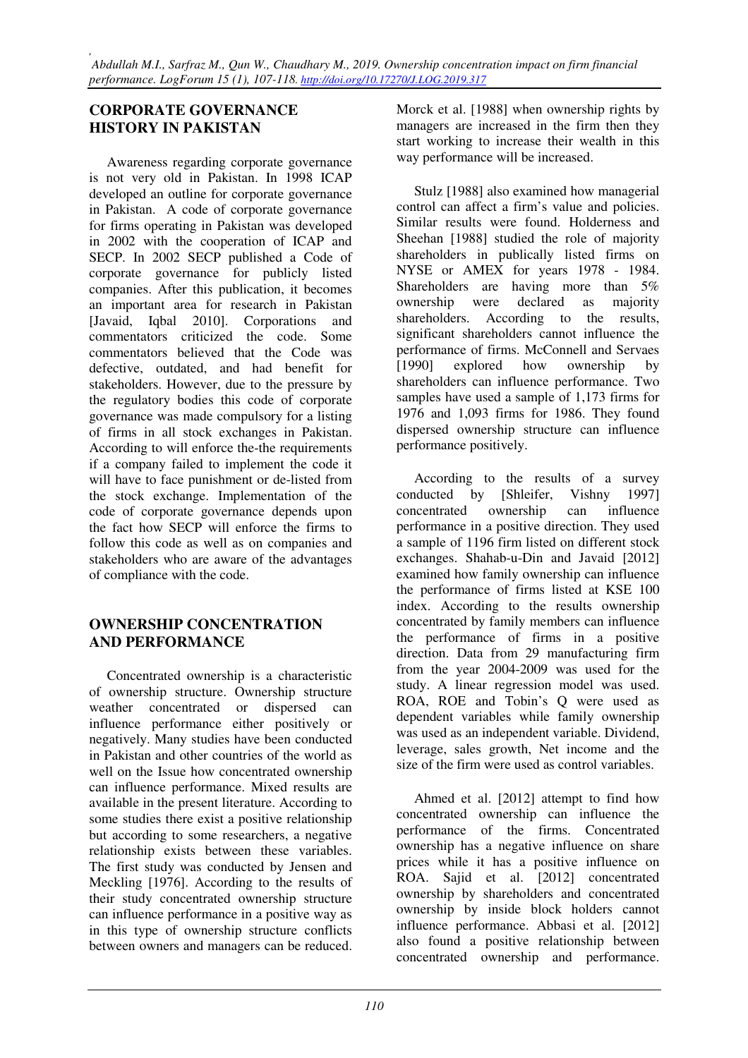## CORPORATE GOVERNANCE HISTORY IN PAKISTAN

Awareness regarding corporate governance is not very old in Pakistan. In 1998 ICAP developed an outline for corporate governance in Pakistan. A code of corporate governance for firms operating in Pakistan was developed in 2002 with the cooperation of ICAP and SECP. In 2002 SECP published a Code of corporate governance for publicly listed companies. After this publication, it becomes an important area for research in Pakistan [Javaid, Iqbal 2010]. Corporations and commentators criticized the code. Some commentators believed that the Code was defective, outdated, and had benefit for stakeholders. However, due to the pressure by the regulatory bodies this code of corporate governance was made compulsory for a listing of firms in all stock exchanges in Pakistan. According to will enforce the-the requirements if a company failed to implement the code it will have to face punishment or de-listed from the stock exchange. Implementation of the code of corporate governance depends upon the fact how SECP will enforce the firms to follow this code as well as on companies and stakeholders who are aware of the advantages of compliance with the code.

## OWNERSHIP CONCENTRATION AND PERFORMANCE

Concentrated ownership is a characteristic of ownership structure. Ownership structure weather concentrated or dispersed can influence performance either positively or negatively. Many studies have been conducted in Pakistan and other countries of the world as well on the Issue how concentrated ownership can influence performance. Mixed results are available in the present literature. According to some studies there exist a positive relationship but according to some researchers, a negative relationship exists between these variables. The first study was conducted by Jensen and Meckling [1976]. According to the results of their study concentrated ownership structure can influence performance in a positive way as in this type of ownership structure conflicts between owners and managers can be reduced. Morck et al. [1988] when ownership rights by managers are increased in the firm then they start working to increase their wealth in this way performance will be increased.

Stulz [1988] also examined how managerial control can affect a firm's value and policies. Similar results were found. Holderness and Sheehan [1988] studied the role of majority shareholders in publically listed firms on NYSE or AMEX for years 1978 - 1984. Shareholders are having more than 5% ownership were declared as majority shareholders. According to the results, significant shareholders cannot influence the performance of firms. McConnell and Servaes [1990] explored how ownership by shareholders can influence performance. Two samples have used a sample of 1,173 firms for 1976 and 1,093 firms for 1986. They found dispersed ownership structure can influence performance positively.

According to the results of a survey conducted by [Shleifer, Vishny 1997] concentrated ownership can influence performance in a positive direction. They used a sample of 1196 firm listed on different stock exchanges. Shahab-u-Din and Javaid [2012] examined how family ownership can influence the performance of firms listed at KSE 100 index. According to the results ownership concentrated by family members can influence the performance of firms in a positive direction. Data from 29 manufacturing firm from the year 2004-2009 was used for the study. A linear regression model was used. ROA, ROE and Tobin's Q were used as dependent variables while family ownership was used as an independent variable. Dividend, leverage, sales growth, Net income and the size of the firm were used as control variables.

Ahmed et al. [2012] attempt to find how concentrated ownership can influence the performance of the firms. Concentrated ownership has a negative influence on share prices while it has a positive influence on ROA. Sajid et al. [2012] concentrated ownership by shareholders and concentrated ownership by inside block holders cannot influence performance. Abbasi et al. [2012] also found a positive relationship between concentrated ownership and performance.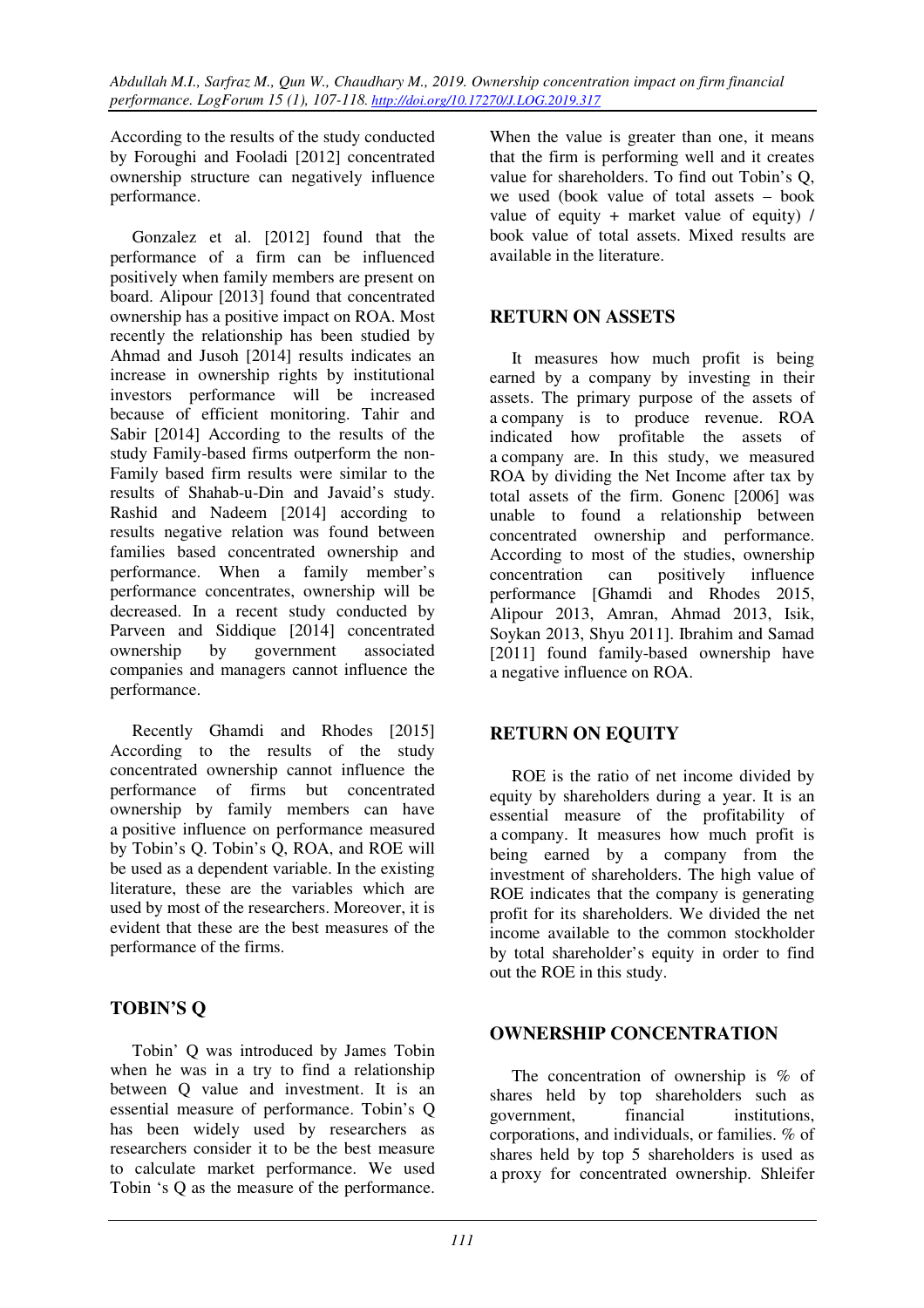According to the results of the study conducted by Foroughi and Fooladi [2012] concentrated ownership structure can negatively influence performance.

Gonzalez et al. [2012] found that the performance of a firm can be influenced positively when family members are present on board. Alipour [2013] found that concentrated ownership has a positive impact on ROA. Most recently the relationship has been studied by Ahmad and Jusoh [2014] results indicates an increase in ownership rights by institutional investors performance will be increased because of efficient monitoring. Tahir and Sabir [2014] According to the results of the study Family-based firms outperform the non-Family based firm results were similar to the results of Shahab-u-Din and Javaid's study. Rashid and Nadeem [2014] according to results negative relation was found between families based concentrated ownership and performance. When a family member's performance concentrates, ownership will be decreased. In a recent study conducted by Parveen and Siddique [2014] concentrated ownership by government associated companies and managers cannot influence the performance.

Recently Ghamdi and Rhodes [2015] According to the results of the study concentrated ownership cannot influence the performance of firms but concentrated ownership by family members can have a positive influence on performance measured by Tobin's Q. Tobin's Q, ROA, and ROE will be used as a dependent variable. In the existing literature, these are the variables which are used by most of the researchers. Moreover, it is evident that these are the best measures of the performance of the firms.

## TOBIN'S Q

Tobin' Q was introduced by James Tobin when he was in a try to find a relationship between Q value and investment. It is an essential measure of performance. Tobin's Q has been widely used by researchers as researchers consider it to be the best measure to calculate market performance. We used Tobin 's Q as the measure of the performance. When the value is greater than one, it means that the firm is performing well and it creates value for shareholders. To find out Tobin's Q, we used (book value of total assets – book value of equity + market value of equity) / book value of total assets. Mixed results are available in the literature.

## RETURN ON ASSETS

It measures how much profit is being earned by a company by investing in their assets. The primary purpose of the assets of a company is to produce revenue. ROA indicated how profitable the assets of a company are. In this study, we measured ROA by dividing the Net Income after tax by total assets of the firm. Gonenc [2006] was unable to found a relationship between concentrated ownership and performance. According to most of the studies, ownership concentration can positively influence performance [Ghamdi and Rhodes 2015, Alipour 2013, Amran, Ahmad 2013, Isik, Soykan 2013, Shyu 2011]. Ibrahim and Samad [2011] found family-based ownership have a negative influence on ROA.

## RETURN ON EQUITY

ROE is the ratio of net income divided by equity by shareholders during a year. It is an essential measure of the profitability of a company. It measures how much profit is being earned by a company from the investment of shareholders. The high value of ROE indicates that the company is generating profit for its shareholders. We divided the net income available to the common stockholder by total shareholder's equity in order to find out the ROE in this study.

## OWNERSHIP CONCENTRATION

The concentration of ownership is % of shares held by top shareholders such as government, financial institutions, corporations, and individuals, or families. % of shares held by top 5 shareholders is used as a proxy for concentrated ownership. Shleifer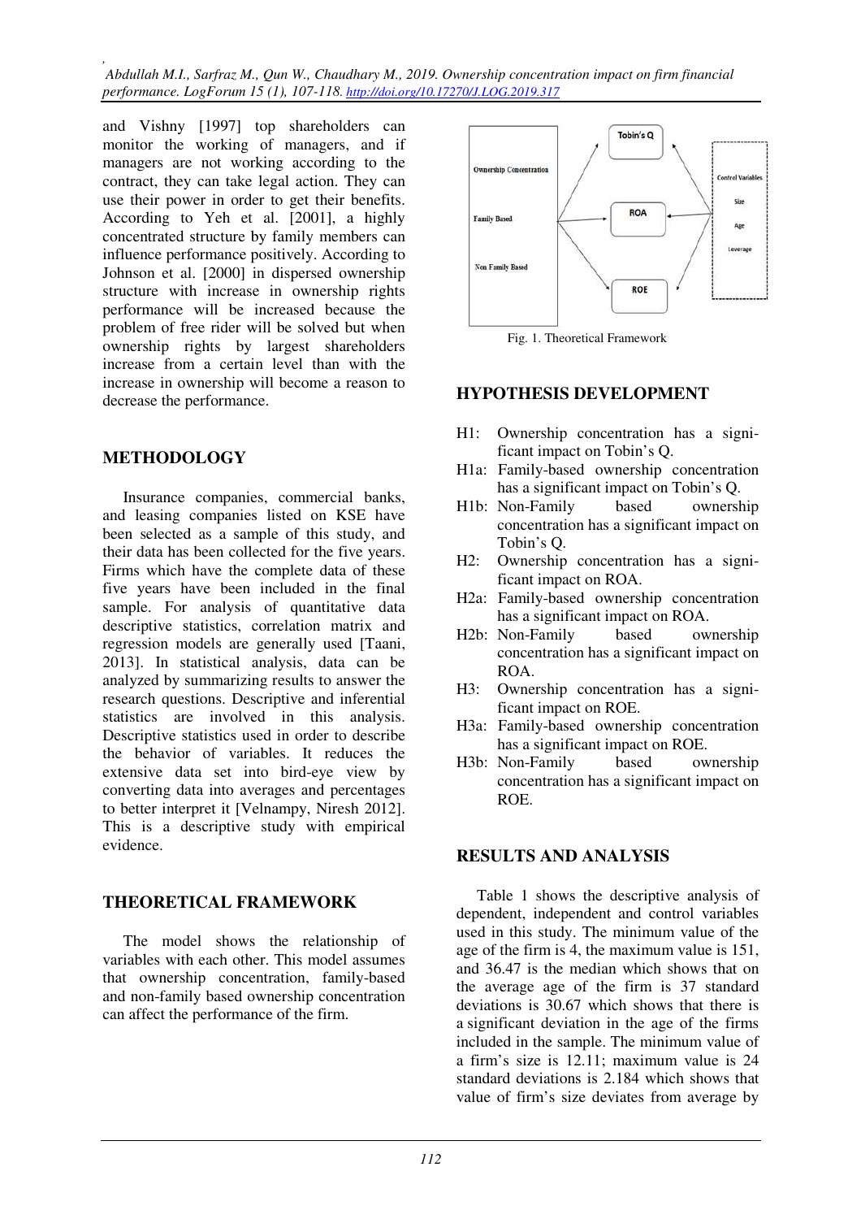and Vishny [1997] top shareholders can monitor the working of managers, and if managers are not working according to the contract, they can take legal action. They can use their power in order to get their benefits. According to Yeh et al. [2001], a highly concentrated structure by family members can influence performance positively. According to Johnson et al. [2000] in dispersed ownership structure with increase in ownership rights performance will be increased because the problem of free rider will be solved but when ownership rights by largest shareholders increase from a certain level than with the increase in ownership will become a reason to decrease the performance.

## METHODOLOGY

Insurance companies, commercial banks, and leasing companies listed on KSE have been selected as a sample of this study, and their data has been collected for the five years. Firms which have the complete data of these five years have been included in the final sample. For analysis of quantitative data descriptive statistics, correlation matrix and regression models are generally used [Taani, 2013]. In statistical analysis, data can be analyzed by summarizing results to answer the research questions. Descriptive and inferential statistics are involved in this analysis. Descriptive statistics used in order to describe the behavior of variables. It reduces the extensive data set into bird-eye view by converting data into averages and percentages to better interpret it [Velnampy, Niresh 2012]. This is a descriptive study with empirical evidence.

## THEORETICAL FRAMEWORK

The model shows the relationship of variables with each other. This model assumes that ownership concentration, family-based and non-family based ownership concentration can affect the performance of the firm.

Ownership Concentration

Family Based

Non Family Based

Tobin's Q

ROA

ROE

Control Variables

Size

Age

Leverage

Fig. 1. Theoretical Framework

## HYPOTHESIS DEVELOPMENT

H1: Ownership concentration has a significant impact on Tobin's Q.

H1a: Family-based ownership concentration has a significant impact on Tobin's Q.

H1b: Non-Family based ownership concentration has a significant impact on Tobin's Q.

H2: Ownership concentration has a significant impact on ROA.

H2a: Family-based ownership concentration has a significant impact on ROA.

H2b: Non-Family based ownership concentration has a significant impact on ROA.

H3: Ownership concentration has a significant impact on ROE.

H3a: Family-based ownership concentration has a significant impact on ROE.

H3b: Non-Family based ownership concentration has a significant impact on ROE.

## RESULTS AND ANALYSIS

Table 1 shows the descriptive analysis of dependent, independent and control variables used in this study. The minimum value of the age of the firm is 4, the maximum value is 151, and 36.47 is the median which shows that on the average age of the firm is 37 standard deviations is 30.67 which shows that there is a significant deviation in the age of the firms included in the sample. The minimum value of a firm's size is 12.11; maximum value is 24 standard deviations is 2.184 which shows that value of firm's size deviates from average by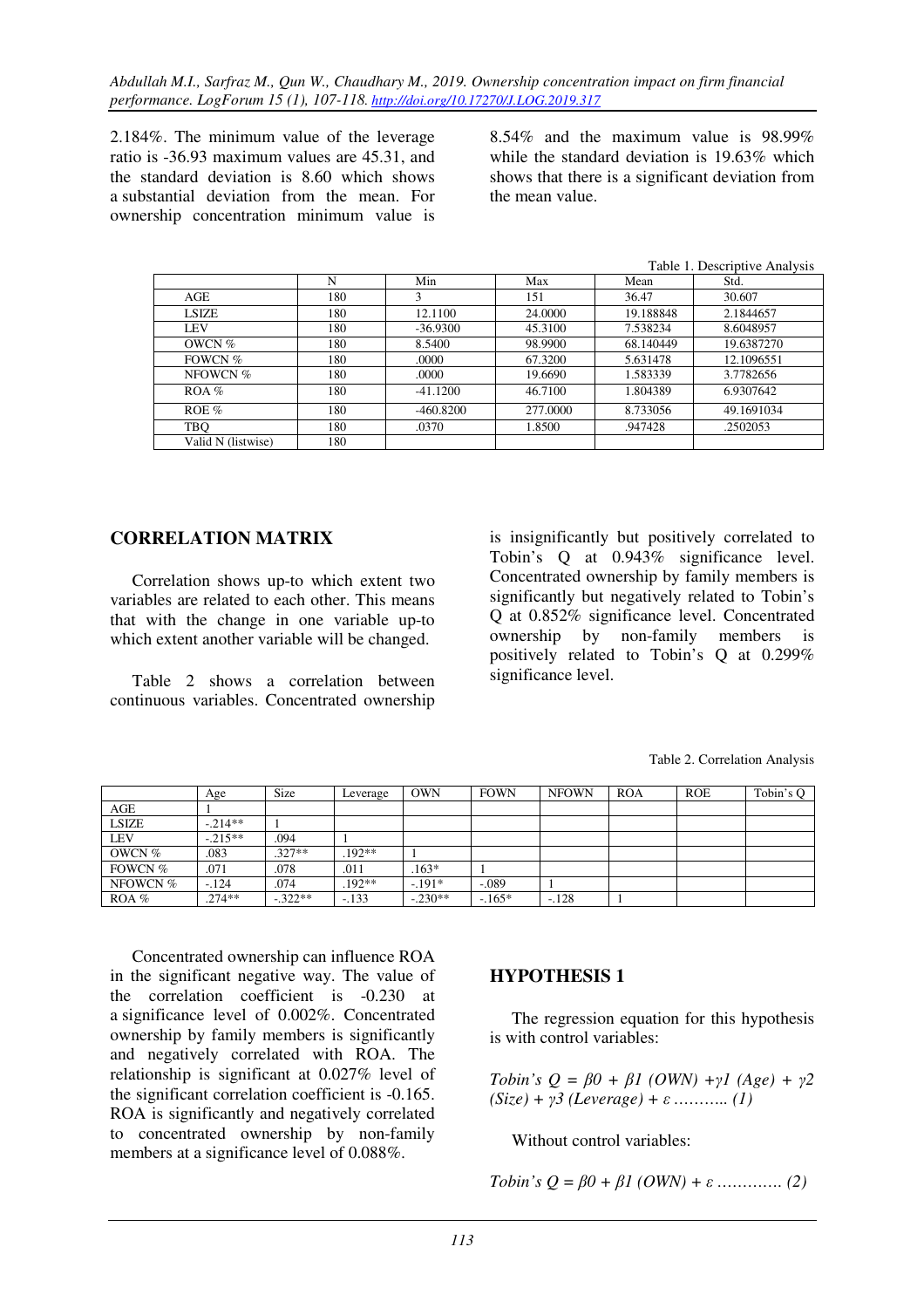2.184%. The minimum value of the leverage ratio is -36.93 maximum values are 45.31, and the standard deviation is 8.60 which shows a substantial deviation from the mean. For ownership concentration minimum value is 8.54% and the maximum value is 98.99% while the standard deviation is 19.63% which shows that there is a significant deviation from the mean value.

Table 1. Descriptive Analysis

| | N | Min | Max | Mean | Std. |
|---|---|---|---|---|---|
| AGE | 180 | 3 | 151 | 36.47 | 30.607 |
| LSIZE | 180 | 12.1100 | 24.0000 | 19.188848 | 2.1844657 |
| LEV | 180 | -36.9300 | 45.3100 | 7.538234 | 8.6048957 |
| OWCN % | 180 | 8.5400 | 98.9900 | 68.140449 | 19.6387270 |
| FOWCN % | 180 | .0000 | 67.3200 | 5.631478 | 12.1096551 |
| NFOWCN % | 180 | .0000 | 19.6690 | 1.583339 | 3.7782656 |
| ROA % | 180 | -41.1200 | 46.7100 | 1.804389 | 6.9307642 |
| ROE % | 180 | -460.8200 | 277.0000 | 8.733056 | 49.1691034 |
| TBQ | 180 | .0370 | 1.8500 | .947428 | .2502053 |
| Valid N (listwise) | 180 | | | | |

## CORRELATION MATRIX

Correlation shows up-to which extent two variables are related to each other. This means that with the change in one variable up-to which extent another variable will be changed.

Table 2 shows a correlation between continuous variables. Concentrated ownership is insignificantly but positively correlated to Tobin's Q at 0.943% significance level. Concentrated ownership by family members is significantly but negatively related to Tobin's Q at 0.852% significance level. Concentrated ownership by non-family members is positively related to Tobin's Q at 0.299% significance level.

Table 2. Correlation Analysis

| | Age | Size | Leverage | OWN | FOWN | NFOWN | ROA | ROE | Tobin's Q |
|---|---|---|---|---|---|---|---|---|---|
| AGE | 1 | | | | | | | | |
| LSIZE | -.214** | 1 | | | | | | | |
| LEV | -.215** | .094 | 1 | | | | | | |
| OWCN % | .083 | .327** | .192** | 1 | | | | | |
| FOWCN % | .071 | .078 | .011 | .163* | 1 | | | | |
| NFOWCN % | -.124 | .074 | .192** | -.191* | -.089 | 1 | | | |
| ROA % | .274** | -.322** | -.133 | -.230** | -.165* | -.128 | 1 | | |

Concentrated ownership can influence ROA in the significant negative way. The value of the correlation coefficient is -0.230 at a significance level of 0.002%. Concentrated ownership by family members is significantly and negatively correlated with ROA. The relationship is significant at 0.027% level of the significant correlation coefficient is -0.165. ROA is significantly and negatively correlated to concentrated ownership by non-family members at a significance level of 0.088%.

## HYPOTHESIS 1

The regression equation for this hypothesis is with control variables:

*Tobin's Q* $= \beta 0 + \beta 1\ (OWN) + \gamma 1\ (Age) + \gamma 2\ (Size) + \gamma 3\ (Leverage) + \varepsilon$ ……….. (1)

Without control variables:

*Tobin's Q* $= \beta 0 + \beta 1\ (OWN) + \varepsilon$ …………. (2)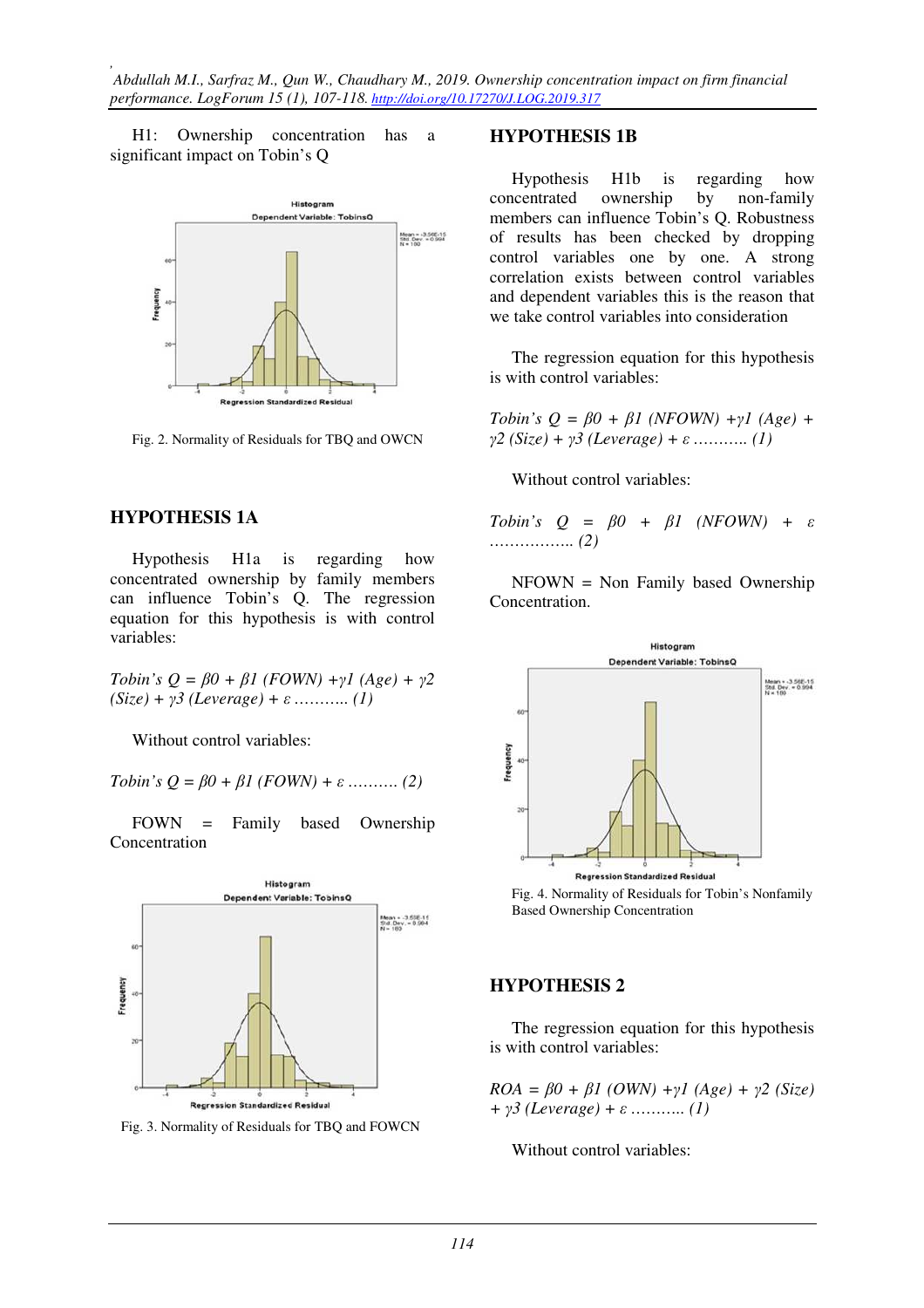H1: Ownership concentration has a significant impact on Tobin's Q

Fig. 2. Normality of Residuals for TBQ and OWCN

## HYPOTHESIS 1A

Hypothesis H1a is regarding how concentrated ownership by family members can influence Tobin's Q. The regression equation for this hypothesis is with control variables:

*Tobin's Q* = $\beta 0 + \beta 1$ *(FOWN)* $+ \gamma 1$ *(Age)* $+ \gamma 2$ *(Size)* $+ \gamma 3$ *(Leverage)* $+ \varepsilon$ ……….. (1)

Without control variables:

*Tobin's Q* = $\beta 0 + \beta 1$ *(FOWN)* $+ \varepsilon$ ……… (2)

FOWN = Family based Ownership Concentration

Fig. 3. Normality of Residuals for TBQ and FOWCN

## HYPOTHESIS 1B

Hypothesis H1b is regarding how concentrated ownership by non-family members can influence Tobin's Q. Robustness of results has been checked by dropping control variables one by one. A strong correlation exists between control variables and dependent variables this is the reason that we take control variables into consideration

The regression equation for this hypothesis is with control variables:

*Tobin's Q* = $\beta 0 + \beta 1$ *(NFOWN)* $+ \gamma 1$ *(Age)* $+ \gamma 2$ *(Size)* $+ \gamma 3$ *(Leverage)* $+ \varepsilon$ ……….. (1)

Without control variables:

*Tobin's Q* = $\beta 0 + \beta 1$ *(NFOWN)* $+ \varepsilon$ …………….. (2)

NFOWN = Non Family based Ownership Concentration.

Fig. 4. Normality of Residuals for Tobin's Nonfamily Based Ownership Concentration

## HYPOTHESIS 2

The regression equation for this hypothesis is with control variables:

*ROA* = $\beta 0 + \beta 1$ *(OWN)* $+ \gamma 1$ *(Age)* $+ \gamma 2$ *(Size)* $+ \gamma 3$ *(Leverage)* $+ \varepsilon$ ……….. (1)

Without control variables: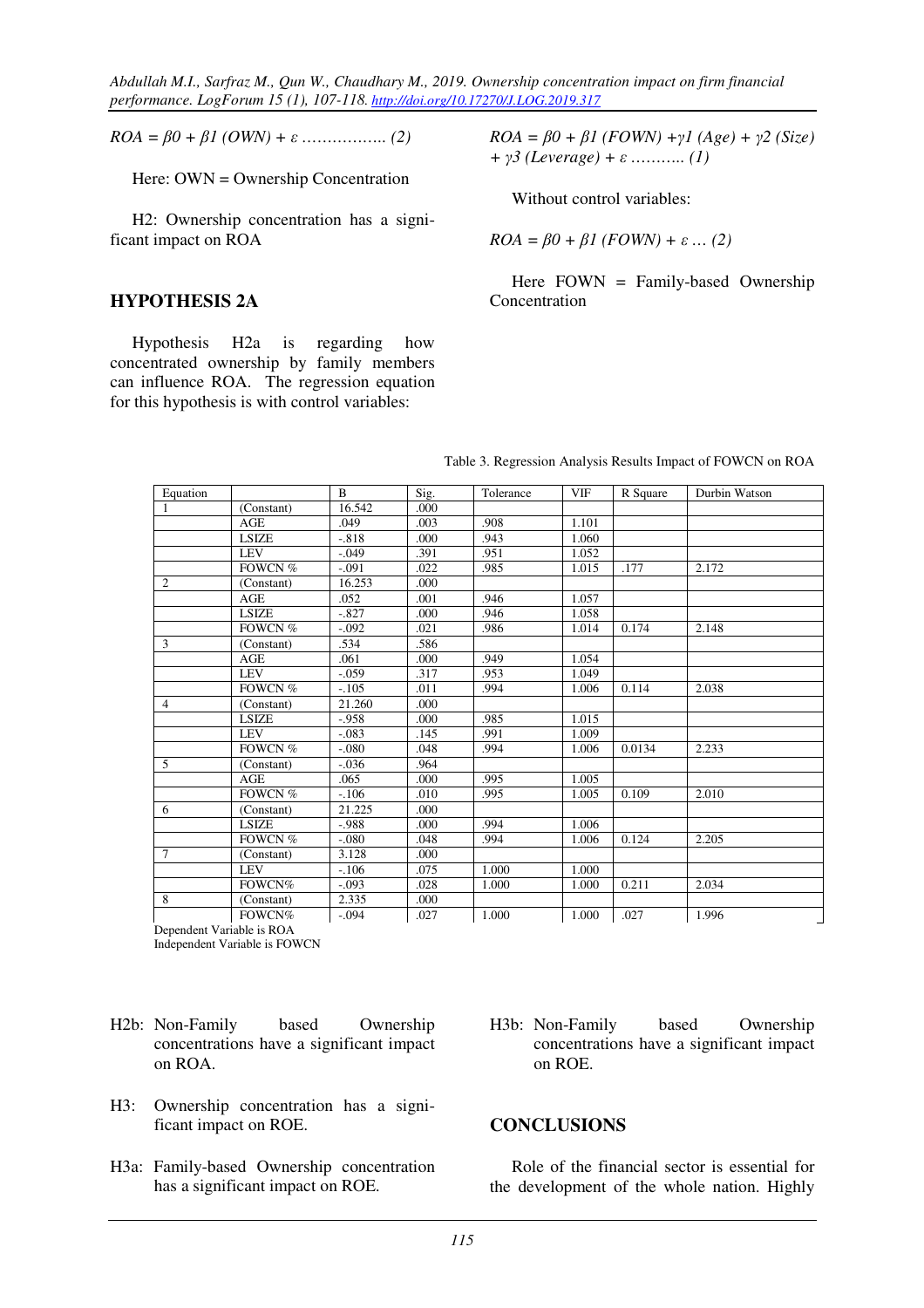$ROA = \beta 0 + \beta 1\ (OWN) + \varepsilon$ …………….. (2)

Here: OWN = Ownership Concentration

H2: Ownership concentration has a significant impact on ROA

## HYPOTHESIS 2A

Hypothesis H2a is regarding how concentrated ownership by family members can influence ROA. The regression equation for this hypothesis is with control variables:

$ROA = \beta 0 + \beta 1\ (FOWN) + \gamma 1\ (Age) + \gamma 2\ (Size) + \gamma 3\ (Leverage) + \varepsilon$ ……….. (1)

Without control variables:

$ROA = \beta 0 + \beta 1\ (FOWN) + \varepsilon$ … (2)

Here FOWN = Family-based Ownership Concentration

Table 3. Regression Analysis Results Impact of FOWCN on ROA

| Equation | | B | Sig. | Tolerance | VIF | R Square | Durbin Watson |
|---|---|---|---|---|---|---|---|
| 1 | (Constant) | 16.542 | .000 | | | | |
| | AGE | .049 | .003 | .908 | 1.101 | | |
| | LSIZE | -.818 | .000 | .943 | 1.060 | | |
| | LEV | -.049 | .391 | .951 | 1.052 | | |
| | FOWCN % | -.091 | .022 | .985 | 1.015 | .177 | 2.172 |
| 2 | (Constant) | 16.253 | .000 | | | | |
| | AGE | .052 | .001 | .946 | 1.057 | | |
| | LSIZE | -.827 | .000 | .946 | 1.058 | | |
| | FOWCN % | -.092 | .021 | .986 | 1.014 | 0.174 | 2.148 |
| 3 | (Constant) | .534 | .586 | | | | |
| | AGE | .061 | .000 | .949 | 1.054 | | |
| | LEV | -.059 | .317 | .953 | 1.049 | | |
| | FOWCN % | -.105 | .011 | .994 | 1.006 | 0.114 | 2.038 |
| 4 | (Constant) | 21.260 | .000 | | | | |
| | LSIZE | -.958 | .000 | .985 | 1.015 | | |
| | LEV | -.083 | .145 | .991 | 1.009 | | |
| | FOWCN % | -.080 | .048 | .994 | 1.006 | 0.0134 | 2.233 |
| 5 | (Constant) | -.036 | .964 | | | | |
| | AGE | .065 | .000 | .995 | 1.005 | | |
| | FOWCN % | -.106 | .010 | .995 | 1.005 | 0.109 | 2.010 |
| 6 | (Constant) | 21.225 | .000 | | | | |
| | LSIZE | -.988 | .000 | .994 | 1.006 | | |
| | FOWCN % | -.080 | .048 | .994 | 1.006 | 0.124 | 2.205 |
| 7 | (Constant) | 3.128 | .000 | | | | |
| | LEV | -.106 | .075 | 1.000 | 1.000 | | |
| | FOWCN% | -.093 | .028 | 1.000 | 1.000 | 0.211 | 2.034 |
| 8 | (Constant) | 2.335 | .000 | | | | |
| | FOWCN% | -.094 | .027 | 1.000 | 1.000 | .027 | 1.996 |

Dependent Variable is ROA
Independent Variable is FOWCN

H2b: Non-Family based Ownership concentrations have a significant impact on ROA.

H3: Ownership concentration has a significant impact on ROE.

H3a: Family-based Ownership concentration has a significant impact on ROE.

H3b: Non-Family based Ownership concentrations have a significant impact on ROE.

## CONCLUSIONS

Role of the financial sector is essential for the development of the whole nation. Highly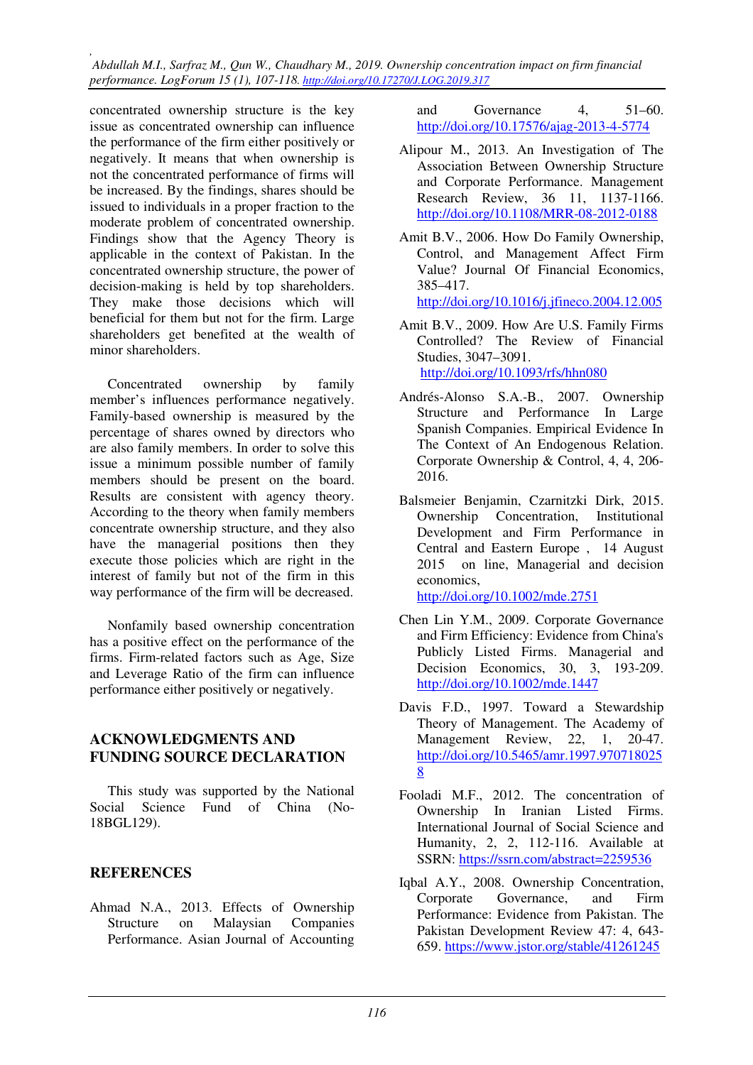concentrated ownership structure is the key issue as concentrated ownership can influence the performance of the firm either positively or negatively. It means that when ownership is not the concentrated performance of firms will be increased. By the findings, shares should be issued to individuals in a proper fraction to the moderate problem of concentrated ownership. Findings show that the Agency Theory is applicable in the context of Pakistan. In the concentrated ownership structure, the power of decision-making is held by top shareholders. They make those decisions which will beneficial for them but not for the firm. Large shareholders get benefited at the wealth of minor shareholders.

Concentrated ownership by family member's influences performance negatively. Family-based ownership is measured by the percentage of shares owned by directors who are also family members. In order to solve this issue a minimum possible number of family members should be present on the board. Results are consistent with agency theory. According to the theory when family members concentrate ownership structure, and they also have the managerial positions then they execute those policies which are right in the interest of family but not of the firm in this way performance of the firm will be decreased.

Nonfamily based ownership concentration has a positive effect on the performance of the firms. Firm-related factors such as Age, Size and Leverage Ratio of the firm can influence performance either positively or negatively.

## ACKNOWLEDGMENTS AND FUNDING SOURCE DECLARATION

This study was supported by the National Social Science Fund of China (No-18BGL129).

## REFERENCES

Ahmad N.A., 2013. Effects of Ownership Structure on Malaysian Companies Performance. Asian Journal of Accounting and Governance 4, 51–60. http://doi.org/10.17576/ajag-2013-4-5774

Alipour M., 2013. An Investigation of The Association Between Ownership Structure and Corporate Performance. Management Research Review, 36 11, 1137-1166. http://doi.org/10.1108/MRR-08-2012-0188

Amit B.V., 2006. How Do Family Ownership, Control, and Management Affect Firm Value? Journal Of Financial Economics, 385–417. http://doi.org/10.1016/j.jfineco.2004.12.005

Amit B.V., 2009. How Are U.S. Family Firms Controlled? The Review of Financial Studies, 3047–3091. http://doi.org/10.1093/rfs/hhn080

Andrés-Alonso S.A.-B., 2007. Ownership Structure and Performance In Large Spanish Companies. Empirical Evidence In The Context of An Endogenous Relation. Corporate Ownership & Control, 4, 4, 206-2016.

Balsmeier Benjamin, Czarnitzki Dirk, 2015. Ownership Concentration, Institutional Development and Firm Performance in Central and Eastern Europe , 14 August 2015 on line, Managerial and decision economics, http://doi.org/10.1002/mde.2751

Chen Lin Y.M., 2009. Corporate Governance and Firm Efficiency: Evidence from China's Publicly Listed Firms. Managerial and Decision Economics, 30, 3, 193-209. http://doi.org/10.1002/mde.1447

Davis F.D., 1997. Toward a Stewardship Theory of Management. The Academy of Management Review, 22, 1, 20-47. http://doi.org/10.5465/amr.1997.9707180258

Fooladi M.F., 2012. The concentration of Ownership In Iranian Listed Firms. International Journal of Social Science and Humanity, 2, 2, 112-116. Available at SSRN: https://ssrn.com/abstract=2259536

Iqbal A.Y., 2008. Ownership Concentration, Corporate Governance, and Firm Performance: Evidence from Pakistan. The Pakistan Development Review 47: 4, 643-659. https://www.jstor.org/stable/41261245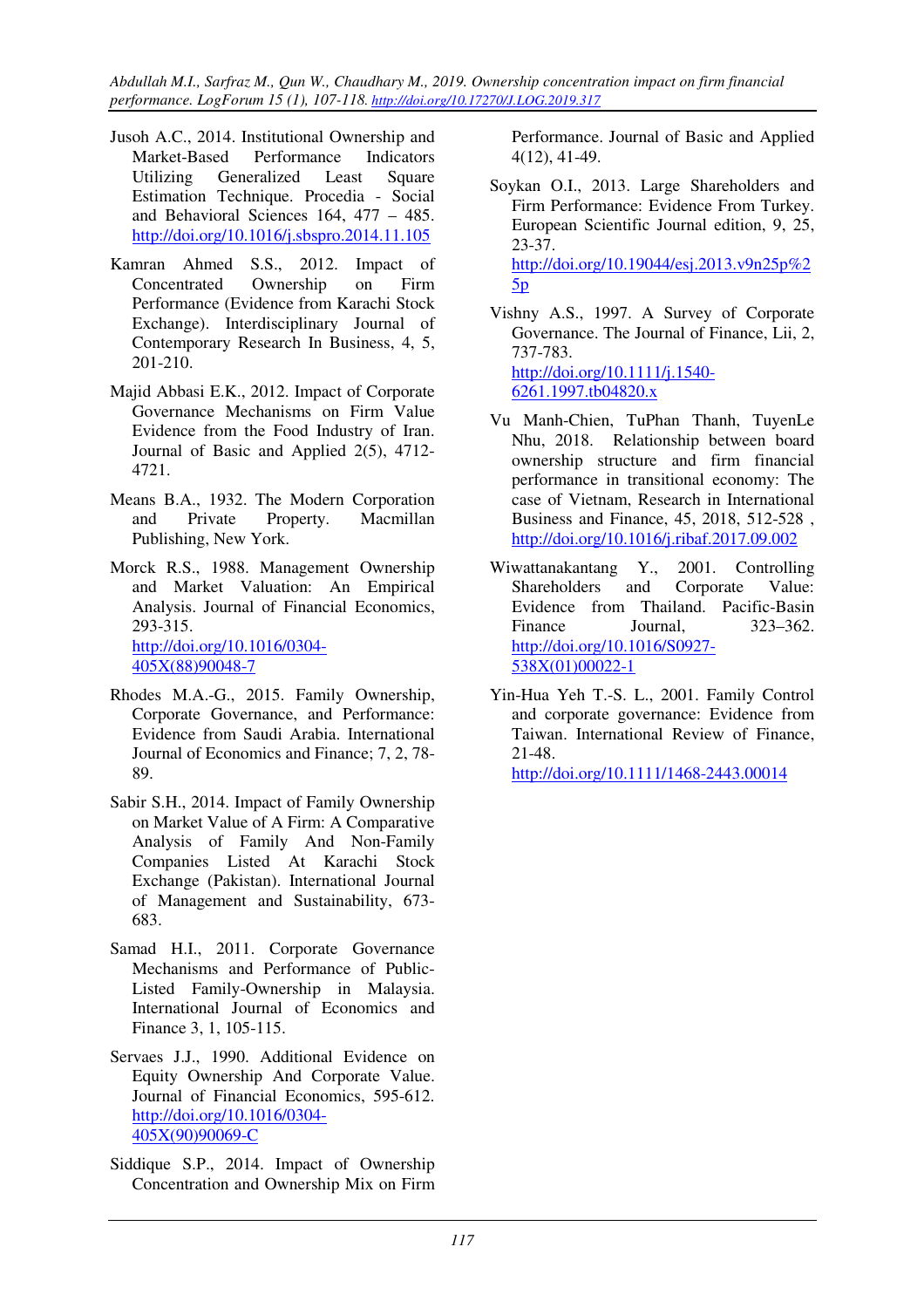Jusoh A.C., 2014. Institutional Ownership and Market-Based Performance Indicators Utilizing Generalized Least Square Estimation Technique. Procedia - Social and Behavioral Sciences 164, 477 – 485. http://doi.org/10.1016/j.sbspro.2014.11.105

Kamran Ahmed S.S., 2012. Impact of Concentrated Ownership on Firm Performance (Evidence from Karachi Stock Exchange). Interdisciplinary Journal of Contemporary Research In Business, 4, 5, 201-210.

Majid Abbasi E.K., 2012. Impact of Corporate Governance Mechanisms on Firm Value Evidence from the Food Industry of Iran. Journal of Basic and Applied 2(5), 4712-4721.

Means B.A., 1932. The Modern Corporation and Private Property. Macmillan Publishing, New York.

Morck R.S., 1988. Management Ownership and Market Valuation: An Empirical Analysis. Journal of Financial Economics, 293-315. http://doi.org/10.1016/0304-405X(88)90048-7

Rhodes M.A.-G., 2015. Family Ownership, Corporate Governance, and Performance: Evidence from Saudi Arabia. International Journal of Economics and Finance; 7, 2, 78-89.

Sabir S.H., 2014. Impact of Family Ownership on Market Value of A Firm: A Comparative Analysis of Family And Non-Family Companies Listed At Karachi Stock Exchange (Pakistan). International Journal of Management and Sustainability, 673-683.

Samad H.I., 2011. Corporate Governance Mechanisms and Performance of Public-Listed Family-Ownership in Malaysia. International Journal of Economics and Finance 3, 1, 105-115.

Servaes J.J., 1990. Additional Evidence on Equity Ownership And Corporate Value. Journal of Financial Economics, 595-612. http://doi.org/10.1016/0304-405X(90)90069-C

Siddique S.P., 2014. Impact of Ownership Concentration and Ownership Mix on Firm Performance. Journal of Basic and Applied 4(12), 41-49.

Soykan O.I., 2013. Large Shareholders and Firm Performance: Evidence From Turkey. European Scientific Journal edition, 9, 25, 23-37. http://doi.org/10.19044/esj.2013.v9n25p%25p

Vishny A.S., 1997. A Survey of Corporate Governance. The Journal of Finance, Lii, 2, 737-783. http://doi.org/10.1111/j.1540-6261.1997.tb04820.x

Vu Manh-Chien, TuPhan Thanh, TuyenLe Nhu, 2018. Relationship between board ownership structure and firm financial performance in transitional economy: The case of Vietnam, Research in International Business and Finance, 45, 2018, 512-528 , http://doi.org/10.1016/j.ribaf.2017.09.002

Wiwattanakantang Y., 2001. Controlling Shareholders and Corporate Value: Evidence from Thailand. Pacific-Basin Finance Journal, 323–362. http://doi.org/10.1016/S0927-538X(01)00022-1

Yin-Hua Yeh T.-S. L., 2001. Family Control and corporate governance: Evidence from Taiwan. International Review of Finance, 21-48. http://doi.org/10.1111/1468-2443.00014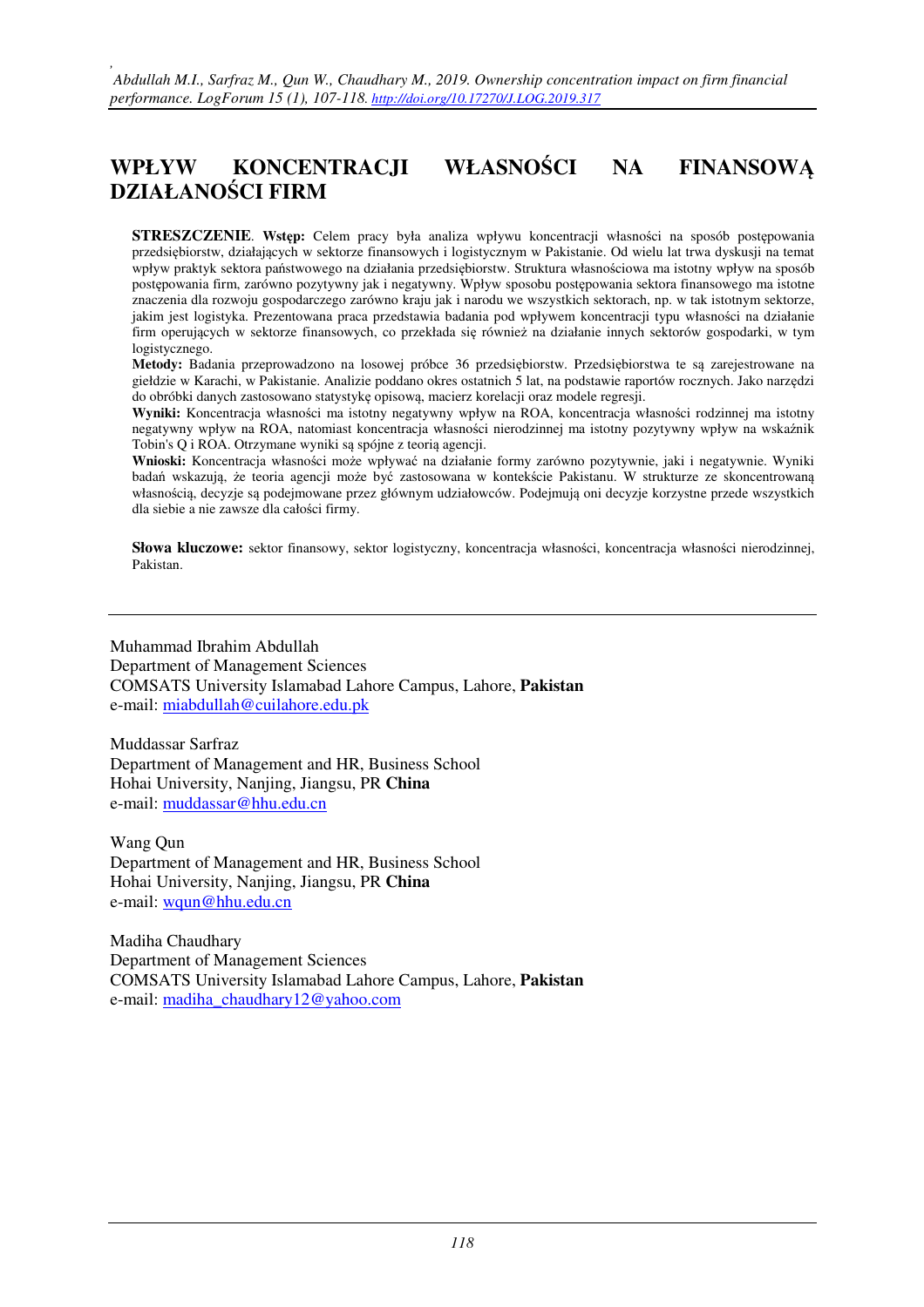# WPŁYW KONCENTRACJI WŁASNOŚCI NA FINANSOWĄ DZIAŁANOŚCI FIRM

**STRESZCZENIE**. **Wstęp:** Celem pracy była analiza wpływu koncentracji własności na sposób postępowania przedsiębiorstw, działających w sektorze finansowych i logistycznym w Pakistanie. Od wielu lat trwa dyskusji na temat wpływ praktyk sektora państwowego na działania przedsiębiorstw. Struktura własnościowa ma istotny wpływ na sposób postępowania firm, zarówno pozytywny jak i negatywny. Wpływ sposobu postępowania sektora finansowego ma istotne znaczenia dla rozwoju gospodarczego zarówno kraju jak i narodu we wszystkich sektorach, np. w tak istotnym sektorze, jakim jest logistyka. Prezentowana praca przedstawia badania pod wpływem koncentracji typu własności na działanie firm operujących w sektorze finansowych, co przekłada się również na działanie innych sektorów gospodarki, w tym logistycznego.

**Metody:** Badania przeprowadzono na losowej próbce 36 przedsiębiorstw. Przedsiębiorstwa te są zarejestrowane na giełdzie w Karachi, w Pakistanie. Analizie poddano okres ostatnich 5 lat, na podstawie raportów rocznych. Jako narzędzi do obróbki danych zastosowano statystykę opisową, macierz korelacji oraz modele regresji.

**Wyniki:** Koncentracja własności ma istotny negatywny wpływ na ROA, koncentracja własności rodzinnej ma istotny negatywny wpływ na ROA, natomiast koncentracja własności nierodzinnej ma istotny pozytywny wpływ na wskaźnik Tobin's Q i ROA. Otrzymane wyniki są spójne z teorią agencji.

**Wnioski:** Koncentracja własności może wpływać na działanie formy zarówno pozytywnie, jaki i negatywnie. Wyniki badań wskazują, że teoria agencji może być zastosowana w kontekście Pakistanu. W strukturze ze skoncentrowaną własnością, decyzje są podejmowane przez głównym udziałowców. Podejmują oni decyzje korzystne przede wszystkich dla siebie a nie zawsze dla całości firmy.

**Słowa kluczowe:** sektor finansowy, sektor logistyczny, koncentracja własności, koncentracja własności nierodzinnej, Pakistan.

---

Muhammad Ibrahim Abdullah
Department of Management Sciences
COMSATS University Islamabad Lahore Campus, Lahore, **Pakistan**
e-mail: miabdullah@cuilahore.edu.pk

Muddassar Sarfraz
Department of Management and HR, Business School
Hohai University, Nanjing, Jiangsu, PR **China**
e-mail: muddassar@hhu.edu.cn

Wang Qun
Department of Management and HR, Business School
Hohai University, Nanjing, Jiangsu, PR **China**
e-mail: wqun@hhu.edu.cn

Madiha Chaudhary
Department of Management Sciences
COMSATS University Islamabad Lahore Campus, Lahore, **Pakistan**
e-mail: madiha_chaudhary12@yahoo.com